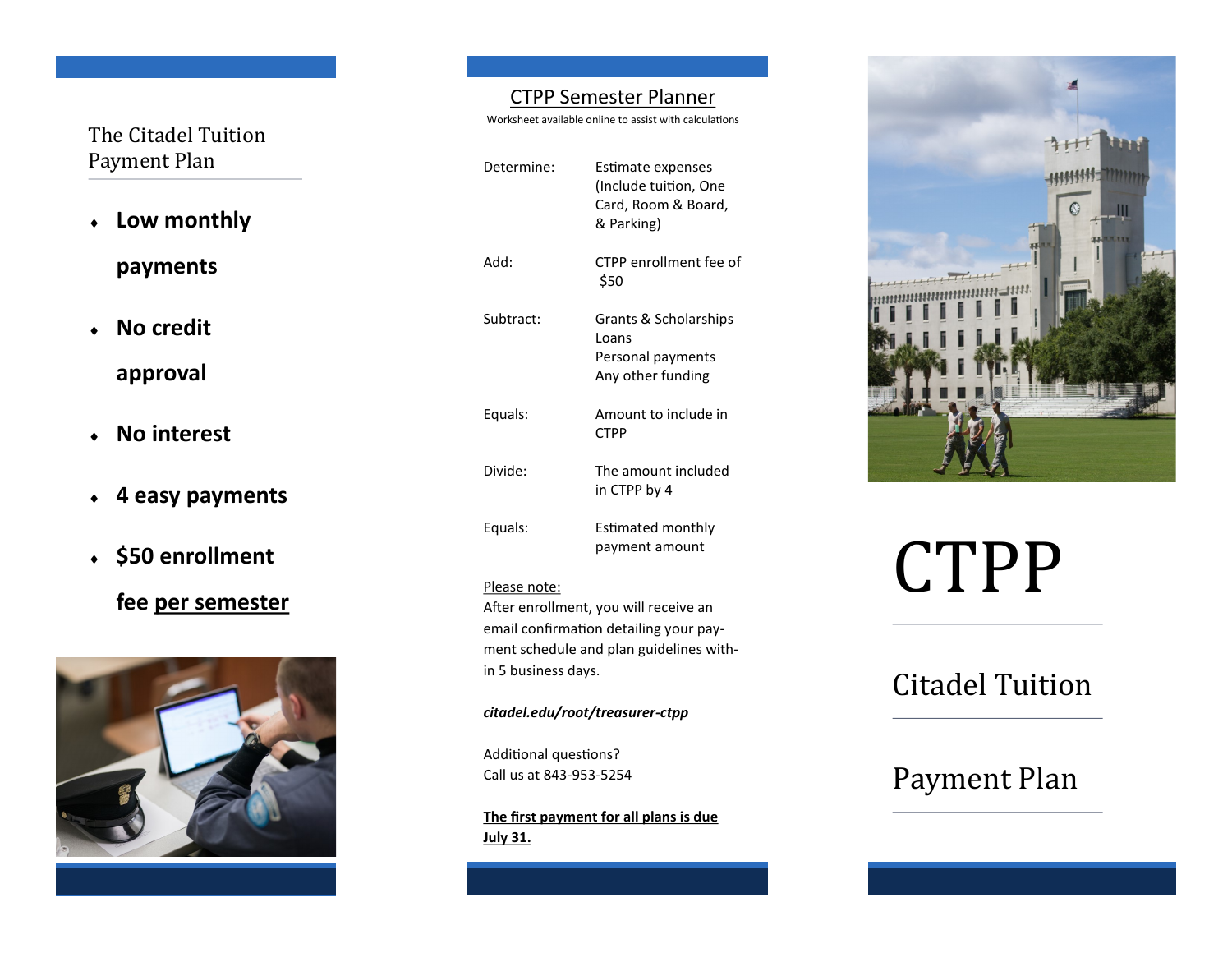## The Citadel Tuition Payment Plan

- **Low monthly payments**
- **No credit approval**
- **No interest**
- **4 easy payments**
- **$50 enrollment fee per semester**

## CTPP Semester Planner

Worksheet available online to assist with calculations

| | |
|---|---|
| Determine: | Estimate expenses (Include tuition, One Card, Room & Board, & Parking) |
| Add: | CTPP enrollment fee of $50 |
| Subtract: | Grants & Scholarships<br>Loans<br>Personal payments<br>Any other funding |
| Equals: | Amount to include in CTPP |
| Divide: | The amount included in CTPP by 4 |
| Equals: | Estimated monthly payment amount |

Please note:
After enrollment, you will receive an email confirmation detailing your payment schedule and plan guidelines within 5 business days.

***citadel.edu/root/treasurer-ctpp***

Additional questions?
Call us at 843-953-5254

**The first payment for all plans is due July 31.**

# CTPP

## Citadel Tuition

## Payment Plan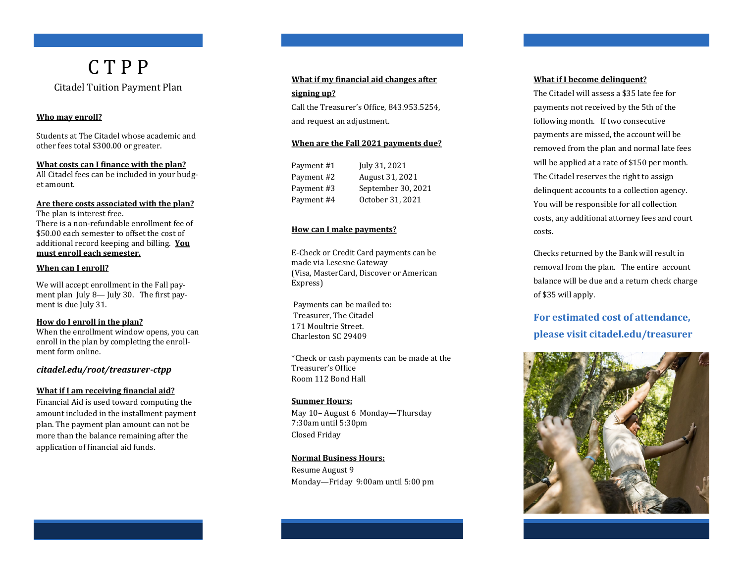# C T P P

Citadel Tuition Payment Plan

**Who may enroll?**

Students at The Citadel whose academic and other fees total $300.00 or greater.

**What costs can I finance with the plan?**

All Citadel fees can be included in your budget amount.

**Are there costs associated with the plan?**

The plan is interest free.
There is a non-refundable enrollment fee of $50.00 each semester to offset the cost of additional record keeping and billing. **You must enroll each semester.**

**When can I enroll?**

We will accept enrollment in the Fall payment plan July 8— July 30. The first payment is due July 31.

**How do I enroll in the plan?**

When the enrollment window opens, you can enroll in the plan by completing the enrollment form online.

***citadel.edu/root/treasurer-ctpp***

**What if I am receiving financial aid?**

Financial Aid is used toward computing the amount included in the installment payment plan. The payment plan amount can not be more than the balance remaining after the application of financial aid funds.

**What if my financial aid changes after signing up?**

Call the Treasurer's Office, 843.953.5254, and request an adjustment.

**When are the Fall 2021 payments due?**

| | |
|---|---|
| Payment #1 | July 31, 2021 |
| Payment #2 | August 31, 2021 |
| Payment #3 | September 30, 2021 |
| Payment #4 | October 31, 2021 |

**How can I make payments?**

E-Check or Credit Card payments can be made via Lesesne Gateway (Visa, MasterCard, Discover or American Express)

Payments can be mailed to:
Treasurer, The Citadel
171 Moultrie Street.
Charleston SC 29409

*Check or cash payments can be made at the Treasurer's Office
Room 112 Bond Hall

**Summer Hours:**

May 10– August 6 Monday—Thursday
7:30am until 5:30pm
Closed Friday

**Normal Business Hours:**

Resume August 9
Monday—Friday 9:00am until 5:00 pm

**What if I become delinquent?**

The Citadel will assess a $35 late fee for payments not received by the 5th of the following month. If two consecutive payments are missed, the account will be removed from the plan and normal late fees will be applied at a rate of $150 per month. The Citadel reserves the right to assign delinquent accounts to a collection agency. You will be responsible for all collection costs, any additional attorney fees and court costs.

Checks returned by the Bank will result in removal from the plan. The entire account balance will be due and a return check charge of $35 will apply.

**For estimated cost of attendance, please visit citadel.edu/treasurer**